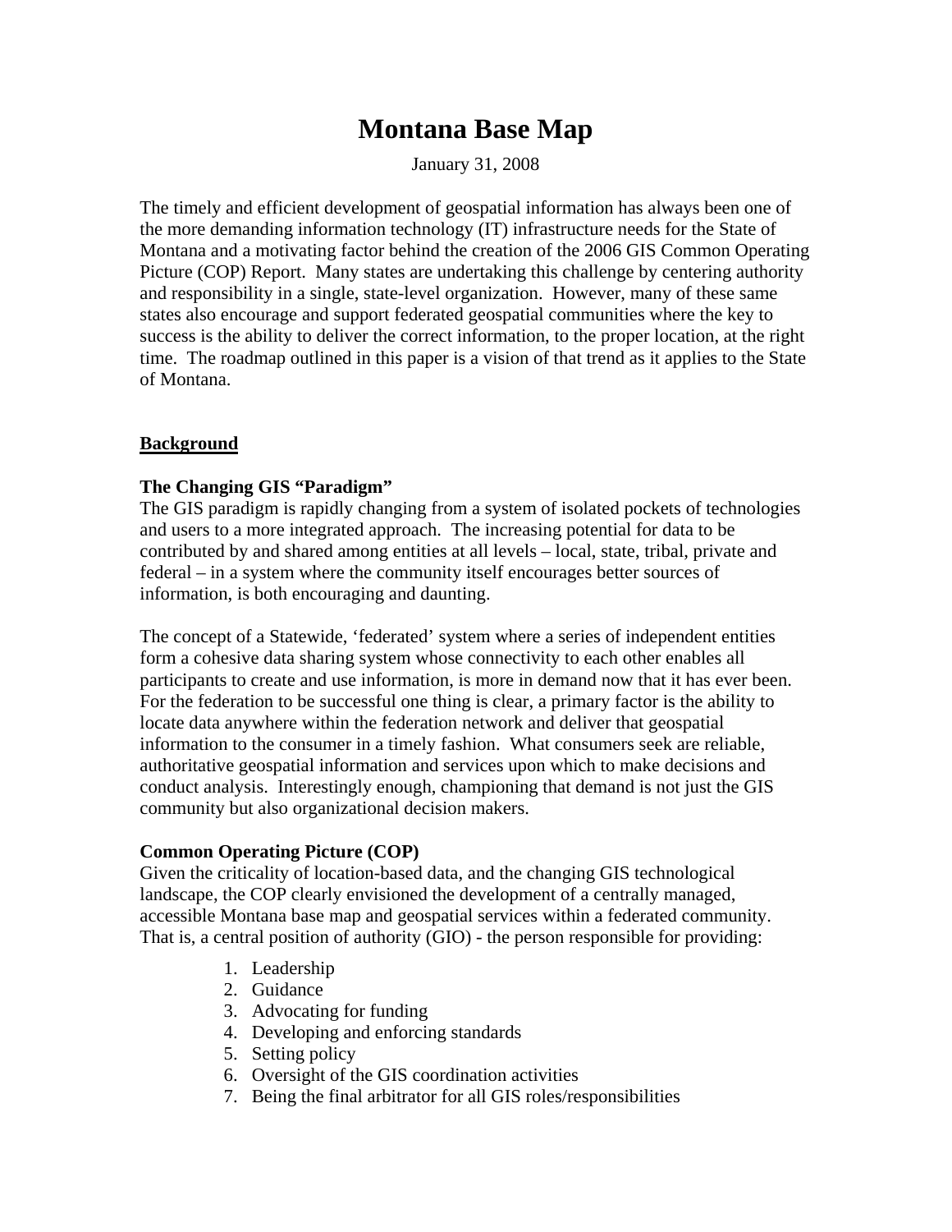# Montana Base Map

January 31, 2008

The timely and efficient development of geospatial information has always been one of the more demanding information technology (IT) infrastructure needs for the State of Montana and a motivating factor behind the creation of the 2006 GIS Common Operating Picture (COP) Report. Many states are undertaking this challenge by centering authority and responsibility in a single, state-level organization. However, many of these same states also encourage and support federated geospatial communities where the key to success is the ability to deliver the correct information, to the proper location, at the right time. The roadmap outlined in this paper is a vision of that trend as it applies to the State of Montana.

## Background

### The Changing GIS "Paradigm"

The GIS paradigm is rapidly changing from a system of isolated pockets of technologies and users to a more integrated approach. The increasing potential for data to be contributed by and shared among entities at all levels – local, state, tribal, private and federal – in a system where the community itself encourages better sources of information, is both encouraging and daunting.

The concept of a Statewide, 'federated' system where a series of independent entities form a cohesive data sharing system whose connectivity to each other enables all participants to create and use information, is more in demand now that it has ever been. For the federation to be successful one thing is clear, a primary factor is the ability to locate data anywhere within the federation network and deliver that geospatial information to the consumer in a timely fashion. What consumers seek are reliable, authoritative geospatial information and services upon which to make decisions and conduct analysis. Interestingly enough, championing that demand is not just the GIS community but also organizational decision makers.

### Common Operating Picture (COP)

Given the criticality of location-based data, and the changing GIS technological landscape, the COP clearly envisioned the development of a centrally managed, accessible Montana base map and geospatial services within a federated community. That is, a central position of authority (GIO) - the person responsible for providing:

1. Leadership
2. Guidance
3. Advocating for funding
4. Developing and enforcing standards
5. Setting policy
6. Oversight of the GIS coordination activities
7. Being the final arbitrator for all GIS roles/responsibilities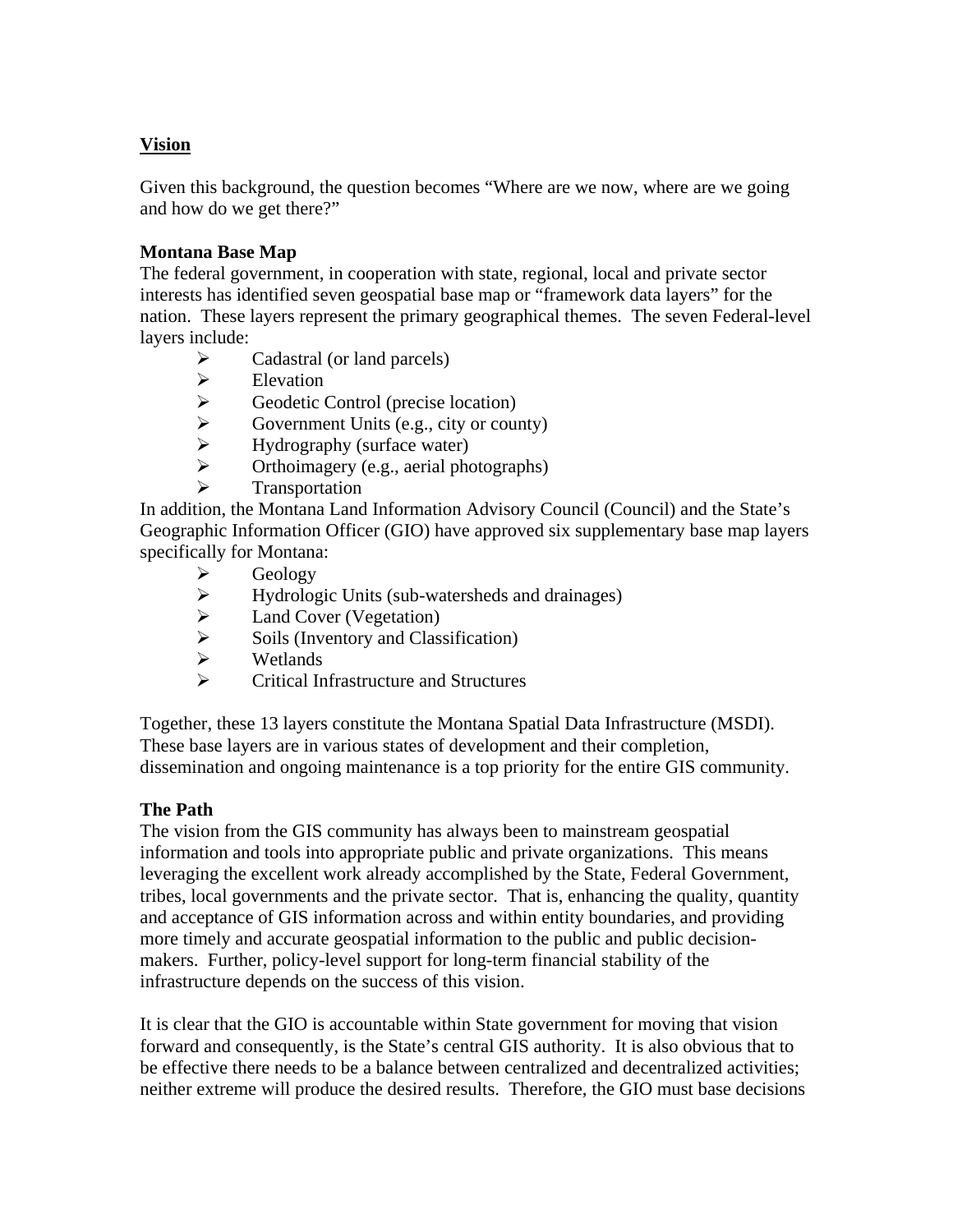## Vision

Given this background, the question becomes "Where are we now, where are we going and how do we get there?"

### Montana Base Map

The federal government, in cooperation with state, regional, local and private sector interests has identified seven geospatial base map or "framework data layers" for the nation. These layers represent the primary geographical themes. The seven Federal-level layers include:

- Cadastral (or land parcels)
- Elevation
- Geodetic Control (precise location)
- Government Units (e.g., city or county)
- Hydrography (surface water)
- Orthoimagery (e.g., aerial photographs)
- Transportation

In addition, the Montana Land Information Advisory Council (Council) and the State's Geographic Information Officer (GIO) have approved six supplementary base map layers specifically for Montana:

- Geology
- Hydrologic Units (sub-watersheds and drainages)
- Land Cover (Vegetation)
- Soils (Inventory and Classification)
- Wetlands
- Critical Infrastructure and Structures

Together, these 13 layers constitute the Montana Spatial Data Infrastructure (MSDI). These base layers are in various states of development and their completion, dissemination and ongoing maintenance is a top priority for the entire GIS community.

### The Path

The vision from the GIS community has always been to mainstream geospatial information and tools into appropriate public and private organizations. This means leveraging the excellent work already accomplished by the State, Federal Government, tribes, local governments and the private sector. That is, enhancing the quality, quantity and acceptance of GIS information across and within entity boundaries, and providing more timely and accurate geospatial information to the public and public decision-makers. Further, policy-level support for long-term financial stability of the infrastructure depends on the success of this vision.

It is clear that the GIO is accountable within State government for moving that vision forward and consequently, is the State's central GIS authority. It is also obvious that to be effective there needs to be a balance between centralized and decentralized activities; neither extreme will produce the desired results. Therefore, the GIO must base decisions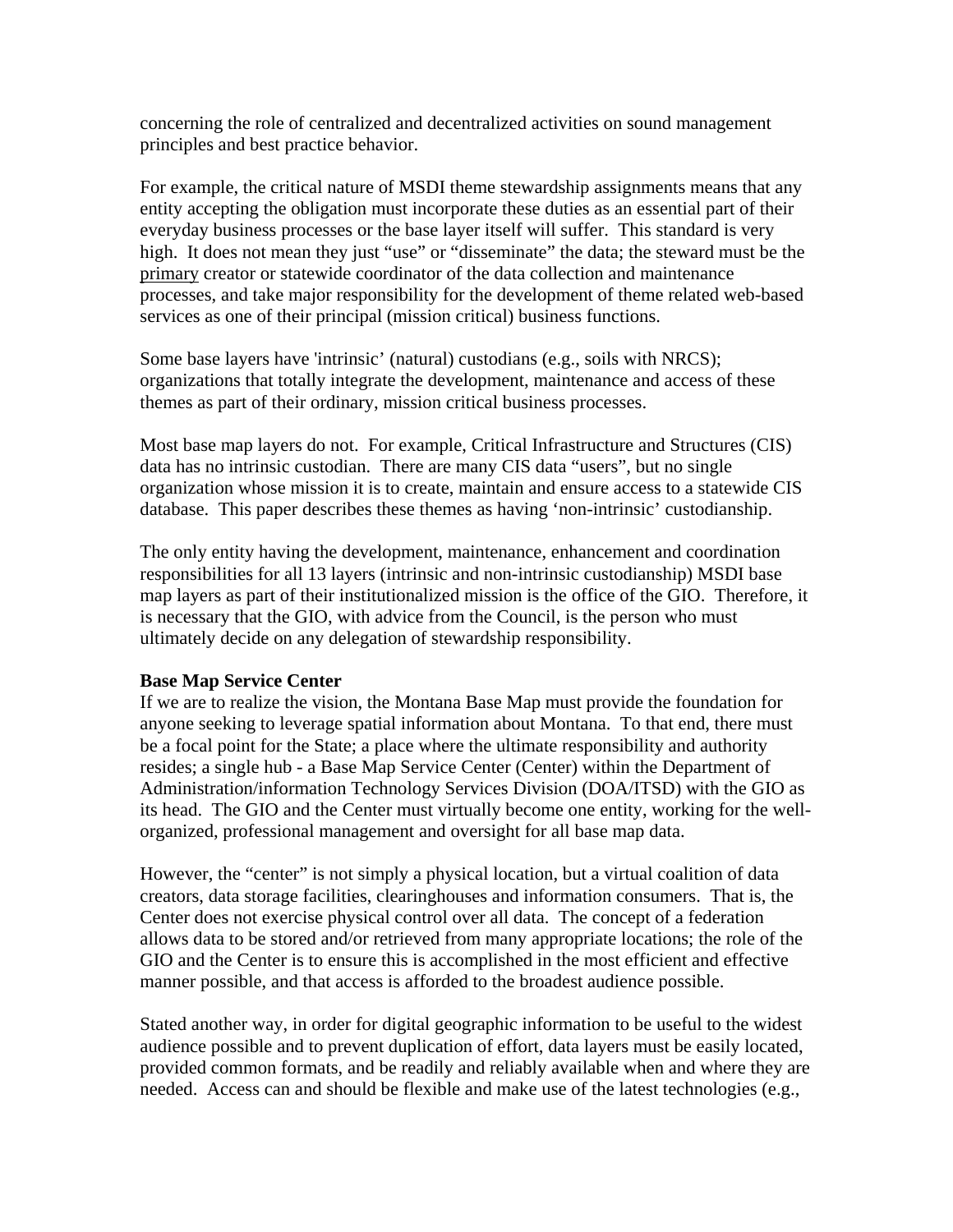concerning the role of centralized and decentralized activities on sound management principles and best practice behavior.

For example, the critical nature of MSDI theme stewardship assignments means that any entity accepting the obligation must incorporate these duties as an essential part of their everyday business processes or the base layer itself will suffer. This standard is very high. It does not mean they just "use" or "disseminate" the data; the steward must be the primary creator or statewide coordinator of the data collection and maintenance processes, and take major responsibility for the development of theme related web-based services as one of their principal (mission critical) business functions.

Some base layers have 'intrinsic' (natural) custodians (e.g., soils with NRCS); organizations that totally integrate the development, maintenance and access of these themes as part of their ordinary, mission critical business processes.

Most base map layers do not. For example, Critical Infrastructure and Structures (CIS) data has no intrinsic custodian. There are many CIS data "users", but no single organization whose mission it is to create, maintain and ensure access to a statewide CIS database. This paper describes these themes as having 'non-intrinsic' custodianship.

The only entity having the development, maintenance, enhancement and coordination responsibilities for all 13 layers (intrinsic and non-intrinsic custodianship) MSDI base map layers as part of their institutionalized mission is the office of the GIO. Therefore, it is necessary that the GIO, with advice from the Council, is the person who must ultimately decide on any delegation of stewardship responsibility.

**Base Map Service Center**

If we are to realize the vision, the Montana Base Map must provide the foundation for anyone seeking to leverage spatial information about Montana. To that end, there must be a focal point for the State; a place where the ultimate responsibility and authority resides; a single hub - a Base Map Service Center (Center) within the Department of Administration/information Technology Services Division (DOA/ITSD) with the GIO as its head. The GIO and the Center must virtually become one entity, working for the well-organized, professional management and oversight for all base map data.

However, the "center" is not simply a physical location, but a virtual coalition of data creators, data storage facilities, clearinghouses and information consumers. That is, the Center does not exercise physical control over all data. The concept of a federation allows data to be stored and/or retrieved from many appropriate locations; the role of the GIO and the Center is to ensure this is accomplished in the most efficient and effective manner possible, and that access is afforded to the broadest audience possible.

Stated another way, in order for digital geographic information to be useful to the widest audience possible and to prevent duplication of effort, data layers must be easily located, provided common formats, and be readily and reliably available when and where they are needed. Access can and should be flexible and make use of the latest technologies (e.g.,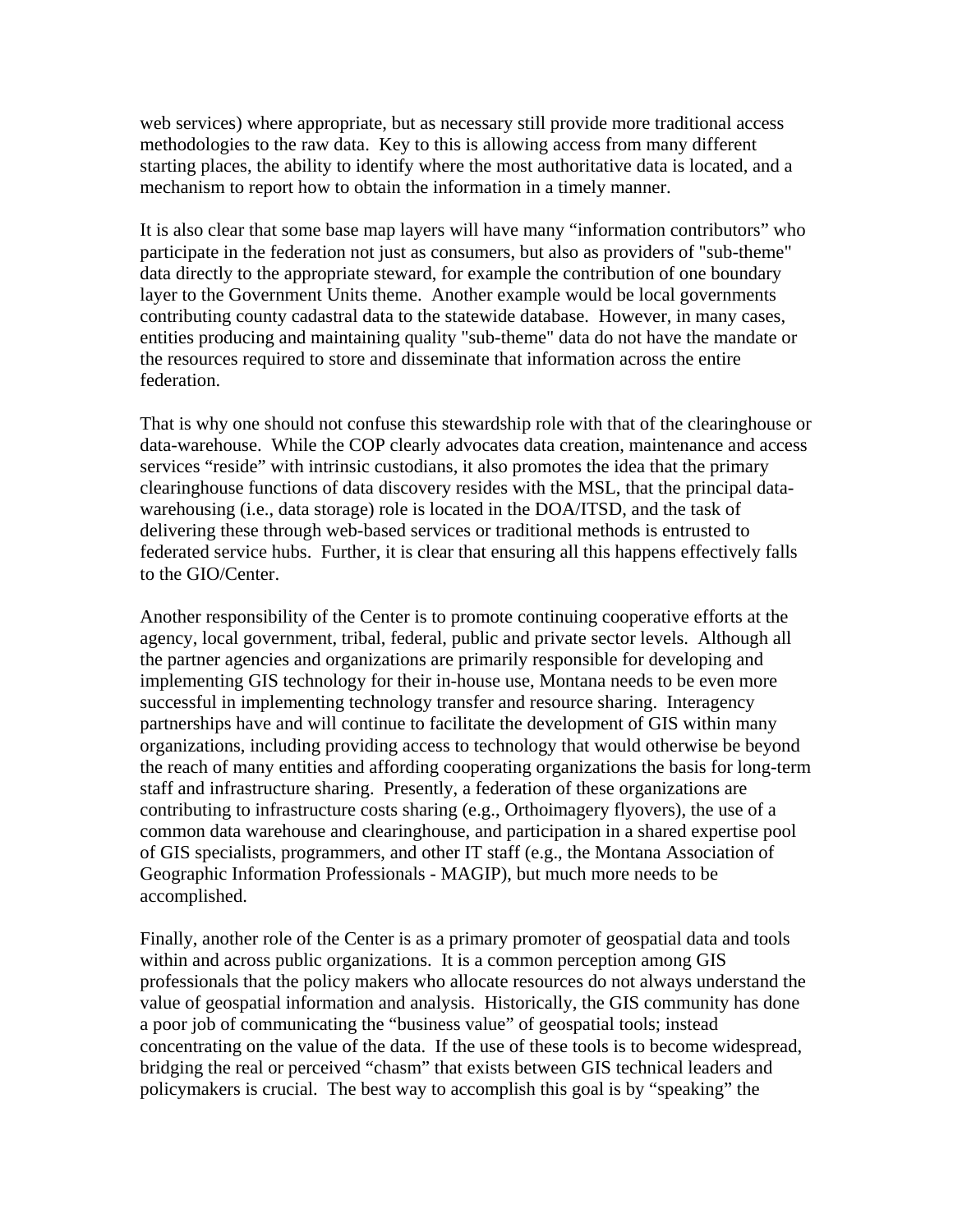web services) where appropriate, but as necessary still provide more traditional access methodologies to the raw data. Key to this is allowing access from many different starting places, the ability to identify where the most authoritative data is located, and a mechanism to report how to obtain the information in a timely manner.

It is also clear that some base map layers will have many "information contributors" who participate in the federation not just as consumers, but also as providers of "sub-theme" data directly to the appropriate steward, for example the contribution of one boundary layer to the Government Units theme. Another example would be local governments contributing county cadastral data to the statewide database. However, in many cases, entities producing and maintaining quality "sub-theme" data do not have the mandate or the resources required to store and disseminate that information across the entire federation.

That is why one should not confuse this stewardship role with that of the clearinghouse or data-warehouse. While the COP clearly advocates data creation, maintenance and access services "reside" with intrinsic custodians, it also promotes the idea that the primary clearinghouse functions of data discovery resides with the MSL, that the principal data-warehousing (i.e., data storage) role is located in the DOA/ITSD, and the task of delivering these through web-based services or traditional methods is entrusted to federated service hubs. Further, it is clear that ensuring all this happens effectively falls to the GIO/Center.

Another responsibility of the Center is to promote continuing cooperative efforts at the agency, local government, tribal, federal, public and private sector levels. Although all the partner agencies and organizations are primarily responsible for developing and implementing GIS technology for their in-house use, Montana needs to be even more successful in implementing technology transfer and resource sharing. Interagency partnerships have and will continue to facilitate the development of GIS within many organizations, including providing access to technology that would otherwise be beyond the reach of many entities and affording cooperating organizations the basis for long-term staff and infrastructure sharing. Presently, a federation of these organizations are contributing to infrastructure costs sharing (e.g., Orthoimagery flyovers), the use of a common data warehouse and clearinghouse, and participation in a shared expertise pool of GIS specialists, programmers, and other IT staff (e.g., the Montana Association of Geographic Information Professionals - MAGIP), but much more needs to be accomplished.

Finally, another role of the Center is as a primary promoter of geospatial data and tools within and across public organizations. It is a common perception among GIS professionals that the policy makers who allocate resources do not always understand the value of geospatial information and analysis. Historically, the GIS community has done a poor job of communicating the "business value" of geospatial tools; instead concentrating on the value of the data. If the use of these tools is to become widespread, bridging the real or perceived "chasm" that exists between GIS technical leaders and policymakers is crucial. The best way to accomplish this goal is by "speaking" the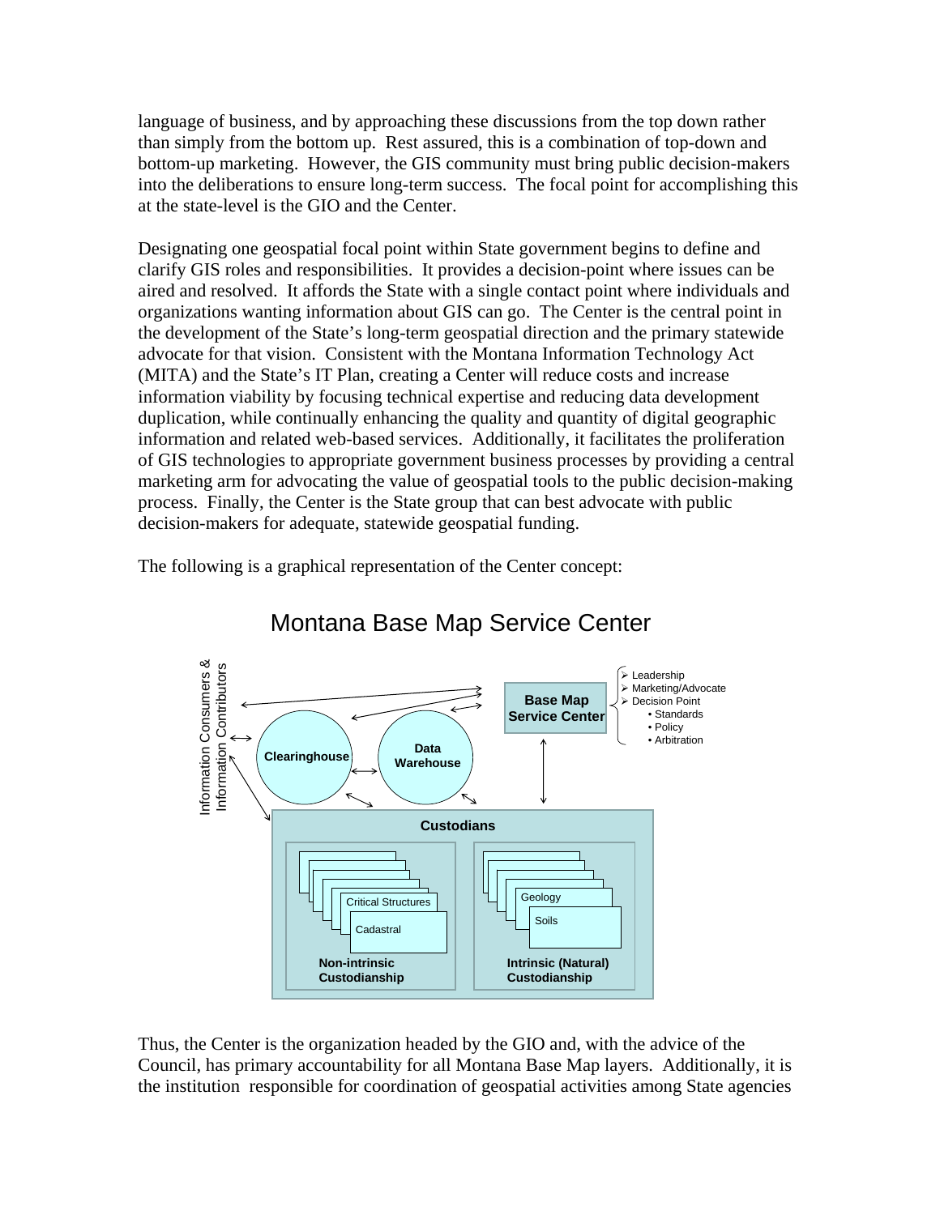language of business, and by approaching these discussions from the top down rather than simply from the bottom up. Rest assured, this is a combination of top-down and bottom-up marketing. However, the GIS community must bring public decision-makers into the deliberations to ensure long-term success. The focal point for accomplishing this at the state-level is the GIO and the Center.

Designating one geospatial focal point within State government begins to define and clarify GIS roles and responsibilities. It provides a decision-point where issues can be aired and resolved. It affords the State with a single contact point where individuals and organizations wanting information about GIS can go. The Center is the central point in the development of the State's long-term geospatial direction and the primary statewide advocate for that vision. Consistent with the Montana Information Technology Act (MITA) and the State's IT Plan, creating a Center will reduce costs and increase information viability by focusing technical expertise and reducing data development duplication, while continually enhancing the quality and quantity of digital geographic information and related web-based services. Additionally, it facilitates the proliferation of GIS technologies to appropriate government business processes by providing a central marketing arm for advocating the value of geospatial tools to the public decision-making process. Finally, the Center is the State group that can best advocate with public decision-makers for adequate, statewide geospatial funding.

The following is a graphical representation of the Center concept:

Montana Base Map Service Center

Information Consumers & Information Contributors

Clearinghouse

Data Warehouse

Base Map Service Center

- Leadership
- Marketing/Advocate
- Decision Point
  - Standards
  - Policy
  - Arbitration

Custodians

Critical Structures

Cadastral

Non-intrinsic Custodianship

Geology

Soils

Intrinsic (Natural) Custodianship

Thus, the Center is the organization headed by the GIO and, with the advice of the Council, has primary accountability for all Montana Base Map layers. Additionally, it is the institution responsible for coordination of geospatial activities among State agencies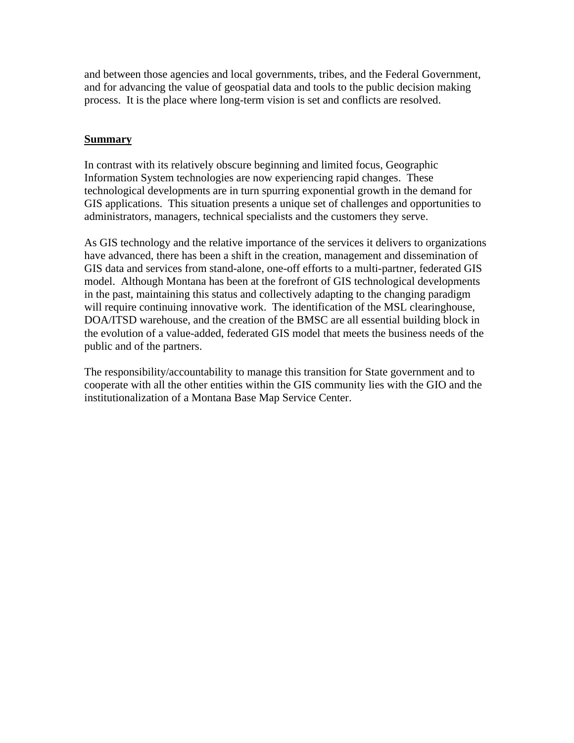and between those agencies and local governments, tribes, and the Federal Government, and for advancing the value of geospatial data and tools to the public decision making process. It is the place where long-term vision is set and conflicts are resolved.

## Summary

In contrast with its relatively obscure beginning and limited focus, Geographic Information System technologies are now experiencing rapid changes. These technological developments are in turn spurring exponential growth in the demand for GIS applications. This situation presents a unique set of challenges and opportunities to administrators, managers, technical specialists and the customers they serve.

As GIS technology and the relative importance of the services it delivers to organizations have advanced, there has been a shift in the creation, management and dissemination of GIS data and services from stand-alone, one-off efforts to a multi-partner, federated GIS model. Although Montana has been at the forefront of GIS technological developments in the past, maintaining this status and collectively adapting to the changing paradigm will require continuing innovative work. The identification of the MSL clearinghouse, DOA/ITSD warehouse, and the creation of the BMSC are all essential building block in the evolution of a value-added, federated GIS model that meets the business needs of the public and of the partners.

The responsibility/accountability to manage this transition for State government and to cooperate with all the other entities within the GIS community lies with the GIO and the institutionalization of a Montana Base Map Service Center.